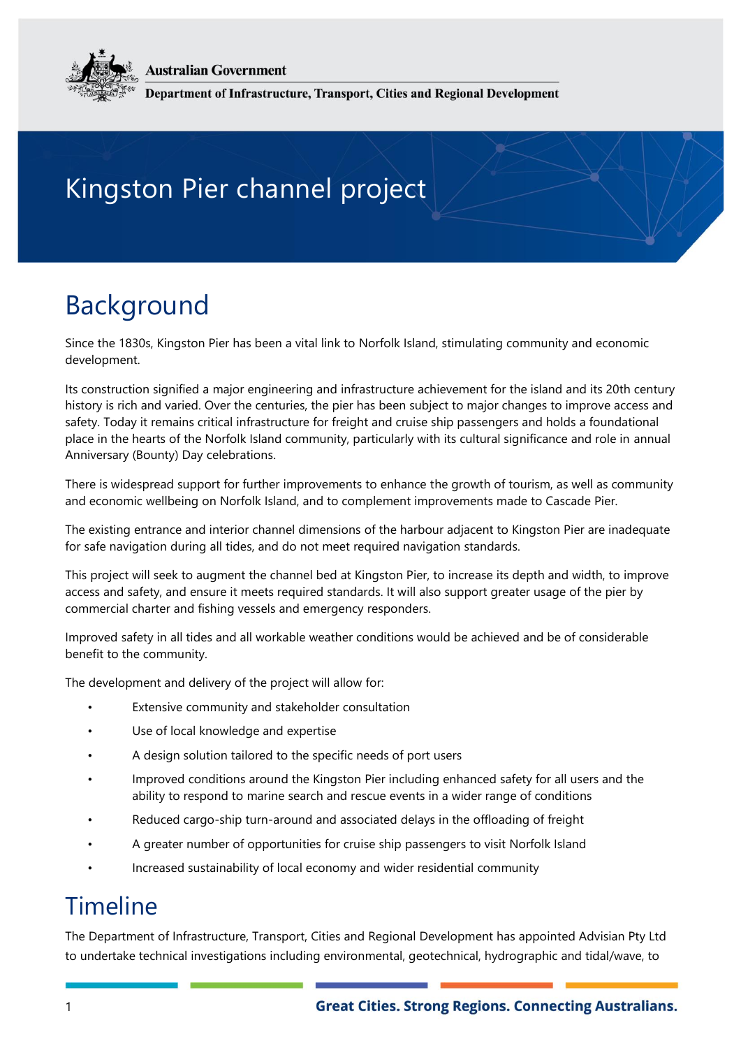Australian Government

Department of Infrastructure, Transport, Cities and Regional Development

# Kingston Pier channel project

## Background

Since the 1830s, Kingston Pier has been a vital link to Norfolk Island, stimulating community and economic development.

Its construction signified a major engineering and infrastructure achievement for the island and its 20th century history is rich and varied. Over the centuries, the pier has been subject to major changes to improve access and safety. Today it remains critical infrastructure for freight and cruise ship passengers and holds a foundational place in the hearts of the Norfolk Island community, particularly with its cultural significance and role in annual Anniversary (Bounty) Day celebrations.

There is widespread support for further improvements to enhance the growth of tourism, as well as community and economic wellbeing on Norfolk Island, and to complement improvements made to Cascade Pier.

The existing entrance and interior channel dimensions of the harbour adjacent to Kingston Pier are inadequate for safe navigation during all tides, and do not meet required navigation standards.

This project will seek to augment the channel bed at Kingston Pier, to increase its depth and width, to improve access and safety, and ensure it meets required standards. It will also support greater usage of the pier by commercial charter and fishing vessels and emergency responders.

Improved safety in all tides and all workable weather conditions would be achieved and be of considerable benefit to the community.

The development and delivery of the project will allow for:

- Extensive community and stakeholder consultation
- Use of local knowledge and expertise
- A design solution tailored to the specific needs of port users
- Improved conditions around the Kingston Pier including enhanced safety for all users and the ability to respond to marine search and rescue events in a wider range of conditions
- Reduced cargo-ship turn-around and associated delays in the offloading of freight
- A greater number of opportunities for cruise ship passengers to visit Norfolk Island
- Increased sustainability of local economy and wider residential community

## Timeline

The Department of Infrastructure, Transport, Cities and Regional Development has appointed Advisian Pty Ltd to undertake technical investigations including environmental, geotechnical, hydrographic and tidal/wave, to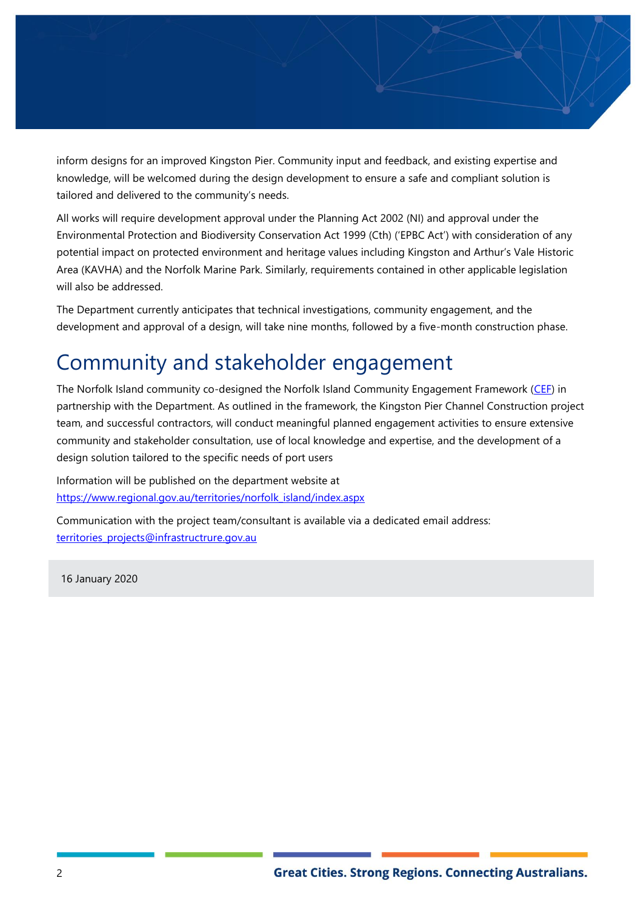inform designs for an improved Kingston Pier. Community input and feedback, and existing expertise and knowledge, will be welcomed during the design development to ensure a safe and compliant solution is tailored and delivered to the community's needs.

All works will require development approval under the Planning Act 2002 (NI) and approval under the Environmental Protection and Biodiversity Conservation Act 1999 (Cth) ('EPBC Act') with consideration of any potential impact on protected environment and heritage values including Kingston and Arthur's Vale Historic Area (KAVHA) and the Norfolk Marine Park. Similarly, requirements contained in other applicable legislation will also be addressed.

The Department currently anticipates that technical investigations, community engagement, and the development and approval of a design, will take nine months, followed by a five-month construction phase.

# Community and stakeholder engagement

The Norfolk Island community co-designed the Norfolk Island Community Engagement Framework (CEF) in partnership with the Department. As outlined in the framework, the Kingston Pier Channel Construction project team, and successful contractors, will conduct meaningful planned engagement activities to ensure extensive community and stakeholder consultation, use of local knowledge and expertise, and the development of a design solution tailored to the specific needs of port users

Information will be published on the department website at https://www.regional.gov.au/territories/norfolk_island/index.aspx

Communication with the project team/consultant is available via a dedicated email address: territories_projects@infrastructrure.gov.au

16 January 2020

Great Cities. Strong Regions. Connecting Australians.